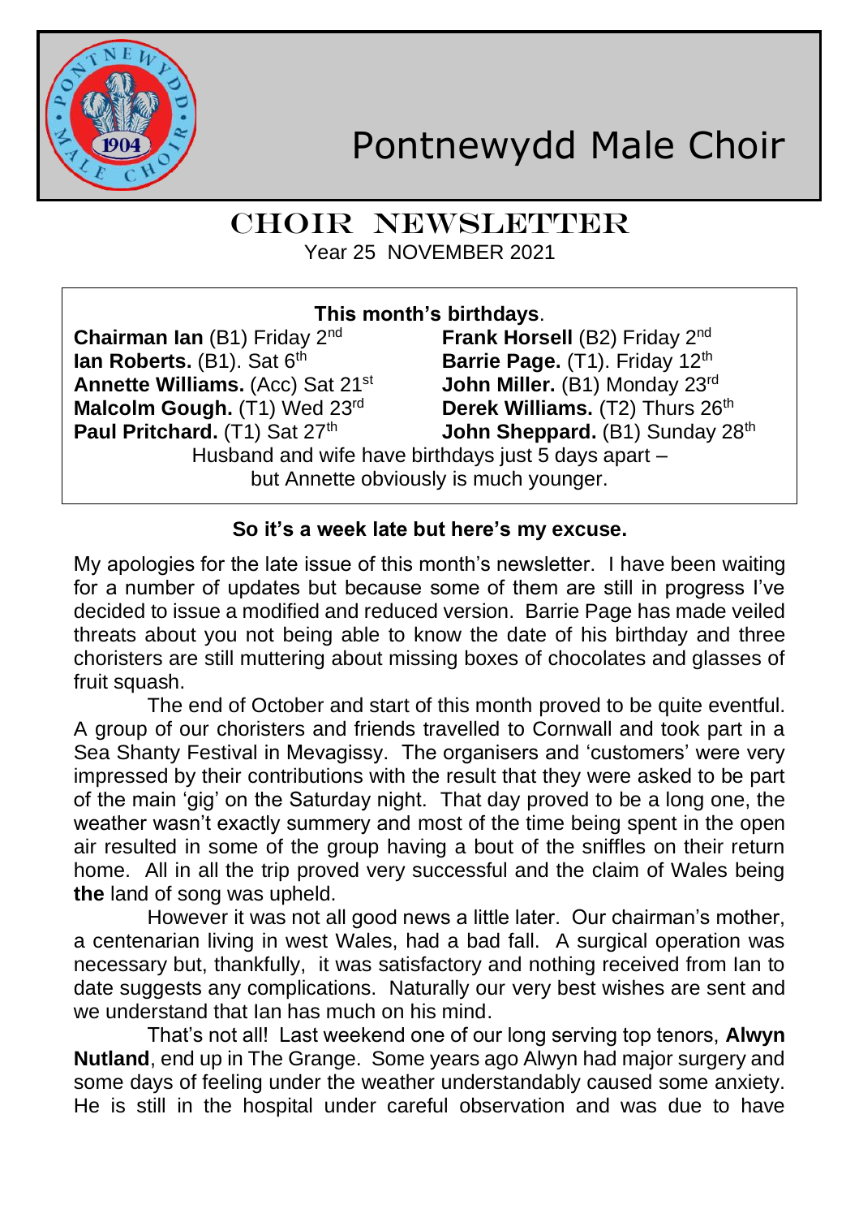# Pontnewydd Male Choir

## CHOIR NEWSLETTER

Year 25 NOVEMBER 2021

**This month's birthdays**.

**Chairman Ian** (B1) Friday 2nd
**Frank Horsell** (B2) Friday 2nd
**Ian Roberts.** (B1). Sat 6th
**Barrie Page.** (T1). Friday 12th
**Annette Williams.** (Acc) Sat 21st
**John Miller.** (B1) Monday 23rd
**Malcolm Gough.** (T1) Wed 23rd
**Derek Williams.** (T2) Thurs 26th
**Paul Pritchard.** (T1) Sat 27th
**John Sheppard.** (B1) Sunday 28th

Husband and wife have birthdays just 5 days apart – but Annette obviously is much younger.

**So it's a week late but here's my excuse.**

My apologies for the late issue of this month's newsletter. I have been waiting for a number of updates but because some of them are still in progress I've decided to issue a modified and reduced version. Barrie Page has made veiled threats about you not being able to know the date of his birthday and three choristers are still muttering about missing boxes of chocolates and glasses of fruit squash.

The end of October and start of this month proved to be quite eventful. A group of our choristers and friends travelled to Cornwall and took part in a Sea Shanty Festival in Mevagissy. The organisers and 'customers' were very impressed by their contributions with the result that they were asked to be part of the main 'gig' on the Saturday night. That day proved to be a long one, the weather wasn't exactly summery and most of the time being spent in the open air resulted in some of the group having a bout of the sniffles on their return home. All in all the trip proved very successful and the claim of Wales being **the** land of song was upheld.

However it was not all good news a little later. Our chairman's mother, a centenarian living in west Wales, had a bad fall. A surgical operation was necessary but, thankfully, it was satisfactory and nothing received from Ian to date suggests any complications. Naturally our very best wishes are sent and we understand that Ian has much on his mind.

That's not all! Last weekend one of our long serving top tenors, **Alwyn Nutland**, end up in The Grange. Some years ago Alwyn had major surgery and some days of feeling under the weather understandably caused some anxiety. He is still in the hospital under careful observation and was due to have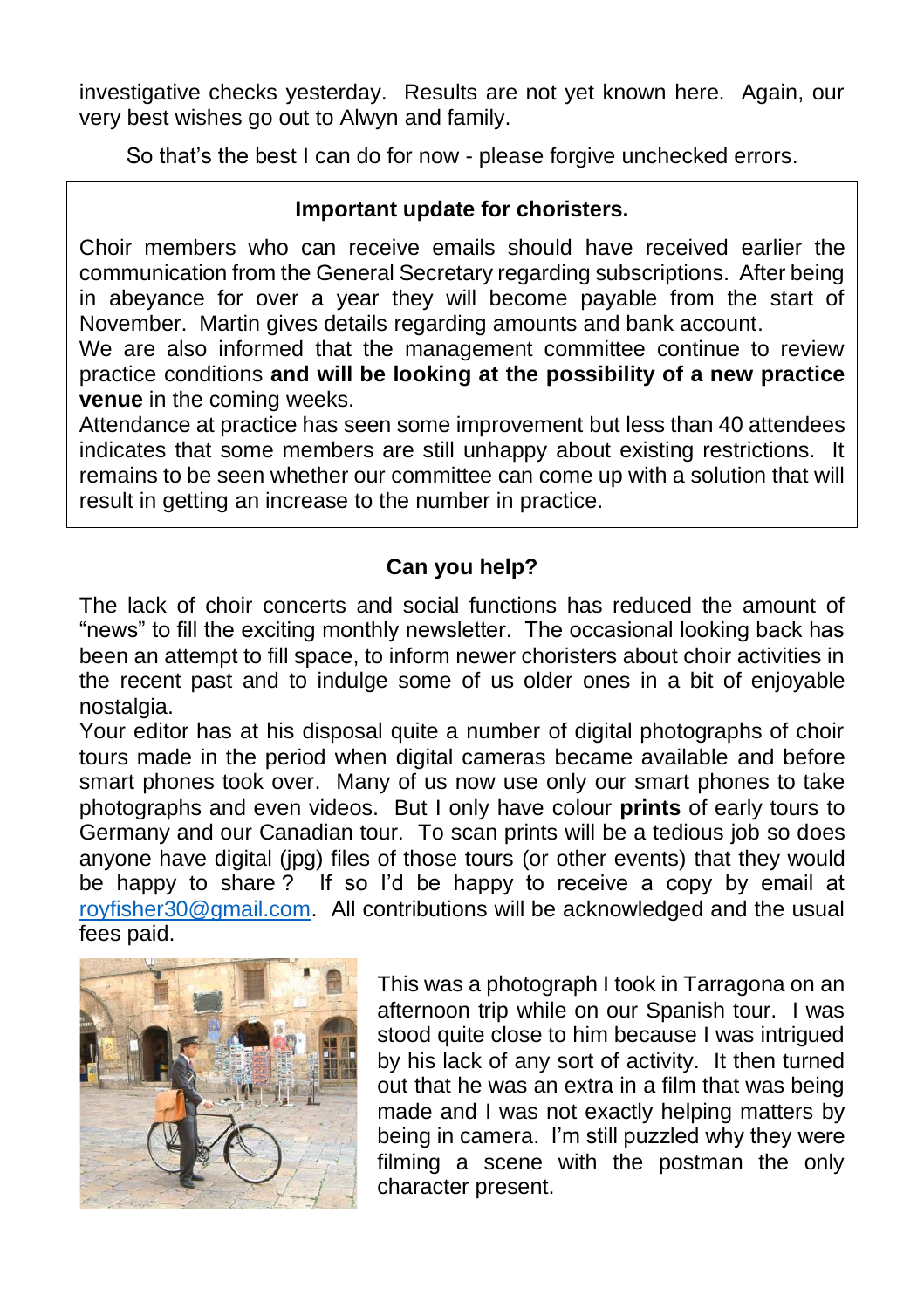investigative checks yesterday. Results are not yet known here. Again, our very best wishes go out to Alwyn and family.

So that's the best I can do for now - please forgive unchecked errors.

## Important update for choristers.

Choir members who can receive emails should have received earlier the communication from the General Secretary regarding subscriptions. After being in abeyance for over a year they will become payable from the start of November. Martin gives details regarding amounts and bank account.

We are also informed that the management committee continue to review practice conditions **and will be looking at the possibility of a new practice venue** in the coming weeks.

Attendance at practice has seen some improvement but less than 40 attendees indicates that some members are still unhappy about existing restrictions. It remains to be seen whether our committee can come up with a solution that will result in getting an increase to the number in practice.

## Can you help?

The lack of choir concerts and social functions has reduced the amount of "news" to fill the exciting monthly newsletter. The occasional looking back has been an attempt to fill space, to inform newer choristers about choir activities in the recent past and to indulge some of us older ones in a bit of enjoyable nostalgia.

Your editor has at his disposal quite a number of digital photographs of choir tours made in the period when digital cameras became available and before smart phones took over. Many of us now use only our smart phones to take photographs and even videos. But I only have colour **prints** of early tours to Germany and our Canadian tour. To scan prints will be a tedious job so does anyone have digital (jpg) files of those tours (or other events) that they would be happy to share ? If so I'd be happy to receive a copy by email at royfisher30@gmail.com. All contributions will be acknowledged and the usual fees paid.

This was a photograph I took in Tarragona on an afternoon trip while on our Spanish tour. I was stood quite close to him because I was intrigued by his lack of any sort of activity. It then turned out that he was an extra in a film that was being made and I was not exactly helping matters by being in camera. I'm still puzzled why they were filming a scene with the postman the only character present.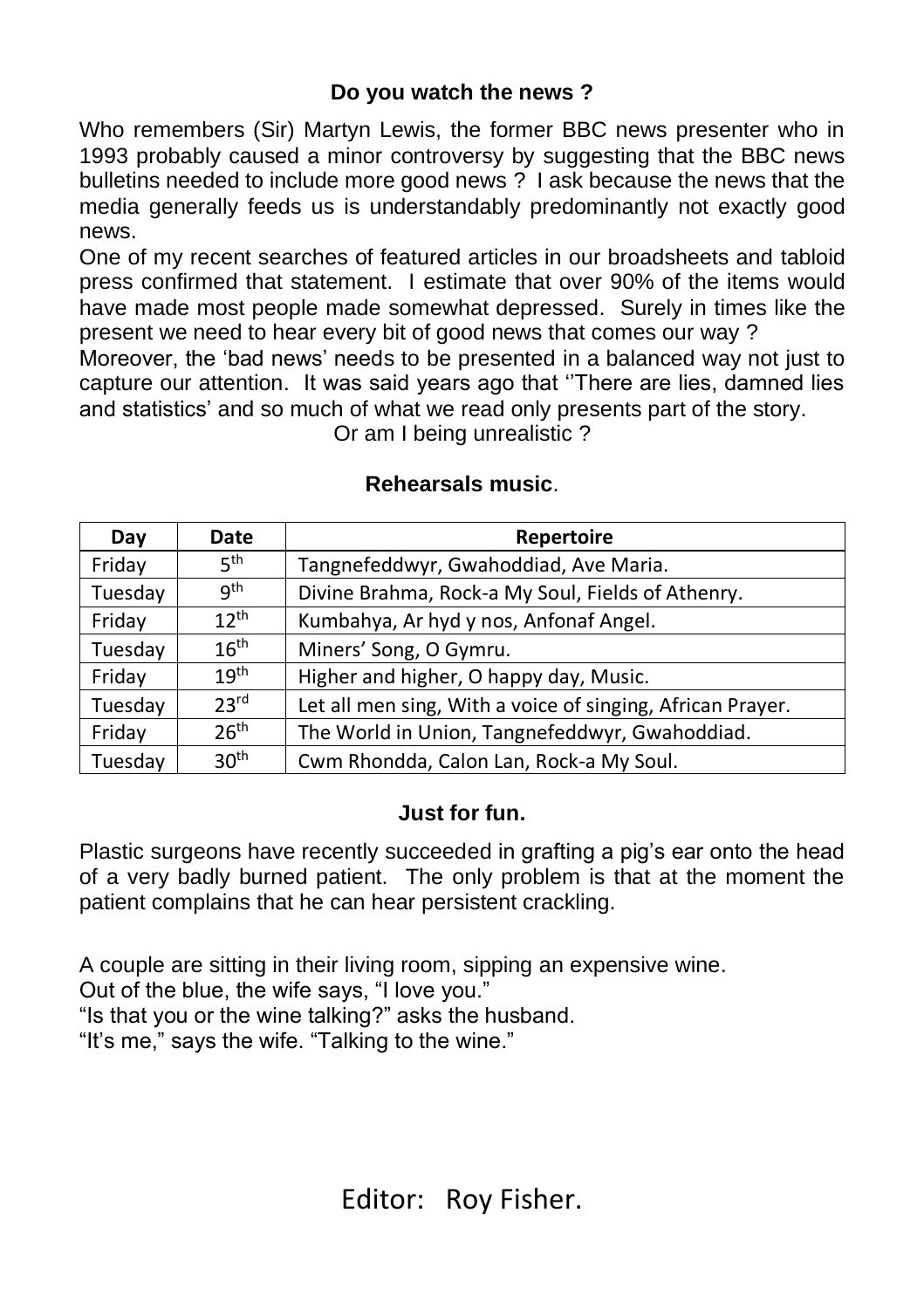### Do you watch the news ?

Who remembers (Sir) Martyn Lewis, the former BBC news presenter who in 1993 probably caused a minor controversy by suggesting that the BBC news bulletins needed to include more good news ? I ask because the news that the media generally feeds us is understandably predominantly not exactly good news.

One of my recent searches of featured articles in our broadsheets and tabloid press confirmed that statement. I estimate that over 90% of the items would have made most people made somewhat depressed. Surely in times like the present we need to hear every bit of good news that comes our way ?

Moreover, the 'bad news' needs to be presented in a balanced way not just to capture our attention. It was said years ago that ''There are lies, damned lies and statistics' and so much of what we read only presents part of the story.

Or am I being unrealistic ?

### Rehearsals music.

| Day | Date | Repertoire |
|---|---|---|
| Friday | 5th | Tangnefeddwyr, Gwahoddiad, Ave Maria. |
| Tuesday | 9th | Divine Brahma, Rock-a My Soul, Fields of Athenry. |
| Friday | 12th | Kumbahya, Ar hyd y nos, Anfonaf Angel. |
| Tuesday | 16th | Miners' Song, O Gymru. |
| Friday | 19th | Higher and higher, O happy day, Music. |
| Tuesday | 23rd | Let all men sing, With a voice of singing, African Prayer. |
| Friday | 26th | The World in Union, Tangnefeddwyr, Gwahoddiad. |
| Tuesday | 30th | Cwm Rhondda, Calon Lan, Rock-a My Soul. |

### Just for fun.

Plastic surgeons have recently succeeded in grafting a pig's ear onto the head of a very badly burned patient. The only problem is that at the moment the patient complains that he can hear persistent crackling.

A couple are sitting in their living room, sipping an expensive wine.
Out of the blue, the wife says, "I love you."
"Is that you or the wine talking?" asks the husband.
"It's me," says the wife. "Talking to the wine."

Editor: Roy Fisher.